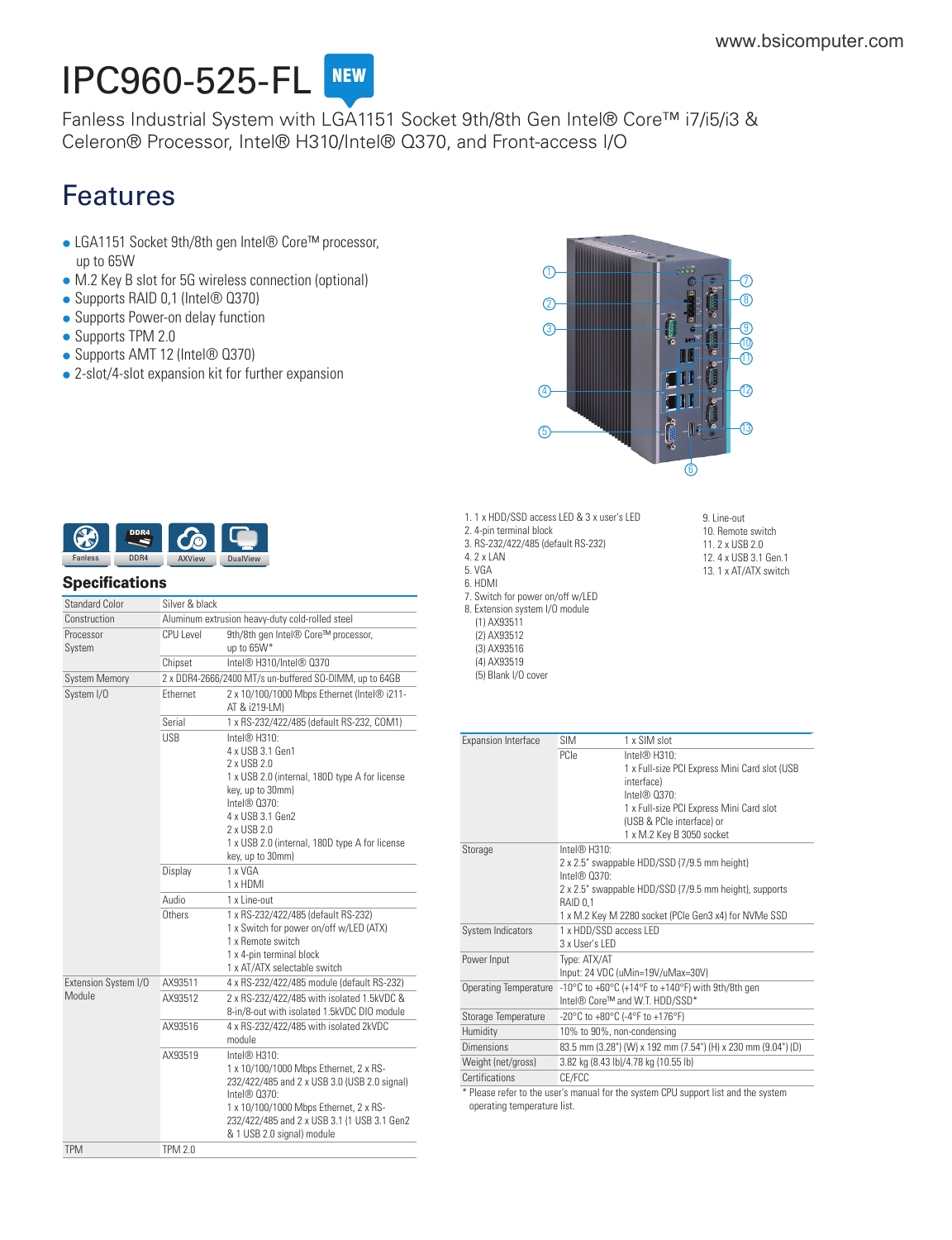# IPC960-525-FL

NEW

Fanless Industrial System with LGA1151 Socket 9th/8th Gen Intel® Core™ i7/i5/i3 & Celeron® Processor, Intel® H310/Intel® Q370, and Front-access I/O

## Features

- LGA1151 Socket 9th/8th gen Intel® Core™ processor, up to 65W
- M.2 Key B slot for 5G wireless connection (optional)
- Supports RAID 0,1 (Intel® Q370)
- Supports Power-on delay function
- Supports TPM 2.0
- Supports AMT 12 (Intel® Q370)
- 2-slot/4-slot expansion kit for further expansion

1. 1 x HDD/SSD access LED & 3 x user's LED
2. 4-pin terminal block
3. RS-232/422/485 (default RS-232)
4. 2 x LAN
5. VGA
6. HDMI
7. Switch for power on/off w/LED
8. Extension system I/O module
   (1) AX93511
   (2) AX93512
   (3) AX93516
   (4) AX93519
   (5) Blank I/O cover
9. Line-out
10. Remote switch
11. 2 x USB 2.0
12. 4 x USB 3.1 Gen.1
13. 1 x AT/ATX switch

Fanless | DDR4 | AXView | DualView

## Specifications

| | | |
|---|---|---|
| Standard Color | Silver & black | |
| Construction | Aluminum extrusion heavy-duty cold-rolled steel | |
| Processor System | CPU Level | 9th/8th gen Intel® Core™ processor, up to 65W* |
| | Chipset | Intel® H310/Intel® Q370 |
| System Memory | 2 x DDR4-2666/2400 MT/s un-buffered SO-DIMM, up to 64GB | |
| System I/O | Ethernet | 2 x 10/100/1000 Mbps Ethernet (Intel® i211-AT & i219-LM) |
| | Serial | 1 x RS-232/422/485 (default RS-232, COM1) |
| | USB | Intel® H310:<br>4 x USB 3.1 Gen1<br>2 x USB 2.0<br>1 x USB 2.0 (internal, 180D type A for license key, up to 30mm)<br>Intel® Q370:<br>4 x USB 3.1 Gen2<br>2 x USB 2.0<br>1 x USB 2.0 (internal, 180D type A for license key, up to 30mm) |
| | Display | 1 x VGA<br>1 x HDMI |
| | Audio | 1 x Line-out |
| | Others | 1 x RS-232/422/485 (default RS-232)<br>1 x Switch for power on/off w/LED (ATX)<br>1 x Remote switch<br>1 x 4-pin terminal block<br>1 x AT/ATX selectable switch |
| Extension System I/O Module | AX93511 | 4 x RS-232/422/485 module (default RS-232) |
| | AX93512 | 2 x RS-232/422/485 with isolated 1.5kVDC & 8-in/8-out with isolated 1.5kVDC DIO module |
| | AX93516 | 4 x RS-232/422/485 with isolated 2kVDC module |
| | AX93519 | Intel® H310:<br>1 x 10/100/1000 Mbps Ethernet, 2 x RS-232/422/485 and 2 x USB 3.0 (USB 2.0 signal)<br>Intel® Q370:<br>1 x 10/100/1000 Mbps Ethernet, 2 x RS-232/422/485 and 2 x USB 3.1 (1 USB 3.1 Gen2 & 1 USB 2.0 signal) module |
| TPM | TPM 2.0 | |
| Expansion Interface | SIM | 1 x SIM slot |
| | PCIe | Intel® H310:<br>1 x Full-size PCI Express Mini Card slot (USB interface)<br>Intel® Q370:<br>1 x Full-size PCI Express Mini Card slot (USB & PCIe interface) or<br>1 x M.2 Key B 3050 socket |
| Storage | Intel® H310:<br>2 x 2.5" swappable HDD/SSD (7/9.5 mm height)<br>Intel® Q370:<br>2 x 2.5" swappable HDD/SSD (7/9.5 mm height), supports RAID 0,1<br>1 x M.2 Key M 2280 socket (PCIe Gen3 x4) for NVMe SSD | |
| System Indicators | 1 x HDD/SSD access LED<br>3 x User's LED | |
| Power Input | Type: ATX/AT<br>Input: 24 VDC (uMin=19V/uMax=30V) | |
| Operating Temperature | -10°C to +60°C (+14°F to +140°F) with 9th/8th gen Intel® Core™ and W.T. HDD/SSD* | |
| Storage Temperature | -20°C to +80°C (-4°F to +176°F) | |
| Humidity | 10% to 90%, non-condensing | |
| Dimensions | 83.5 mm (3.28") (W) x 192 mm (7.54") (H) x 230 mm (9.04") (D) | |
| Weight (net/gross) | 3.82 kg (8.43 lb)/4.78 kg (10.55 lb) | |
| Certifications | CE/FCC | |

\* Please refer to the user's manual for the system CPU support list and the system operating temperature list.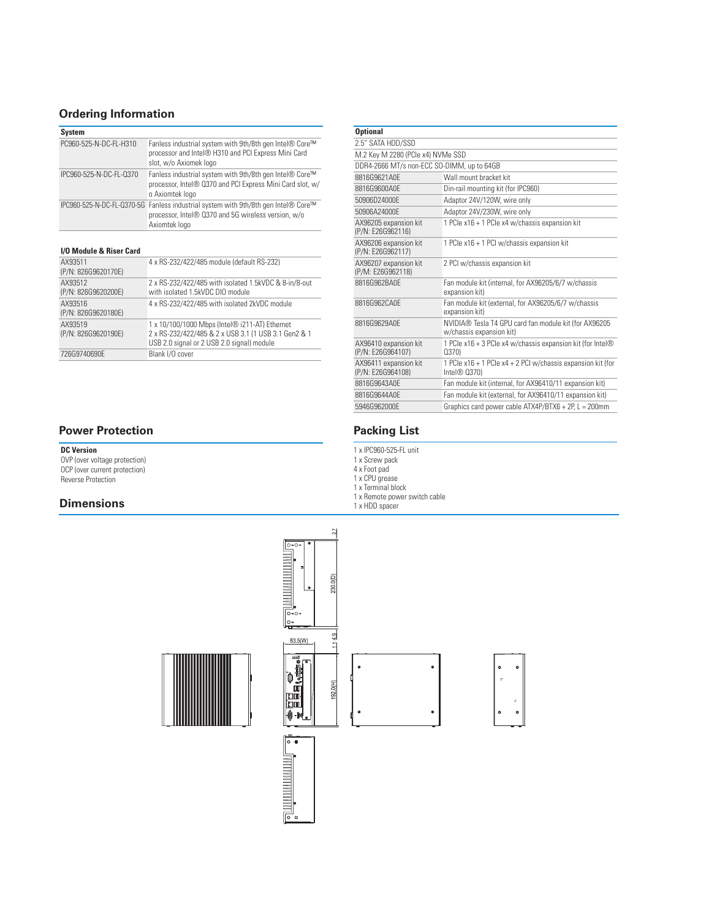## Ordering Information

| System | |
|---|---|
| PC960-525-N-DC-FL-H310 | Fanless industrial system with 9th/8th gen Intel® Core™ processor and Intel® H310 and PCI Express Mini Card slot, w/o Axiomek logo |
| IPC960-525-N-DC-FL-Q370 | Fanless industrial system with 9th/8th gen Intel® Core™ processor, Intel® Q370 and PCI Express Mini Card slot, w/o Axiomtek logo |
| IPC960-525-N-DC-FL-Q370-5G | Fanless industrial system with 9th/8th gen Intel® Core™ processor, Intel® Q370 and 5G wireless version, w/o Axiomtek logo |

| I/O Module & Riser Card | |
|---|---|
| AX93511 (P/N: 826G9620170E) | 4 x RS-232/422/485 module (default RS-232) |
| AX93512 (P/N: 826G9620200E) | 2 x RS-232/422/485 with isolated 1.5kVDC & 8-in/8-out with isolated 1.5kVDC DIO module |
| AX93516 (P/N: 826G9620180E) | 4 x RS-232/422/485 with isolated 2kVDC module |
| AX93519 (P/N: 826G9620190E) | 1 x 10/100/1000 Mbps (Intel® i211-AT) Ethernet 2 x RS-232/422/485 & 2 x USB 3.1 (1 USB 3.1 Gen2 & 1 USB 2.0 signal or 2 USB 2.0 signal) module |
| 726G9740690E | Blank I/O cover |

| Optional | |
|---|---|
| 2.5" SATA HDD/SSD | |
| M.2 Key M 2280 (PCIe x4) NVMe SSD | |
| DDR4-2666 MT/s non-ECC SO-DIMM, up to 64GB | |
| 8816G9621A0E | Wall mount bracket kit |
| 8816G9600A0E | Din-rail mounting kit (for IPC960) |
| 50906D24000E | Adaptor 24V/120W, wire only |
| 50906A24000E | Adaptor 24V/230W, wire only |
| AX96205 expansion kit (P/N: E26G962116) | 1 PCIe x16 + 1 PCIe x4 w/chassis expansion kit |
| AX96206 expansion kit (P/N: E26G962117) | 1 PCIe x16 + 1 PCI w/chassis expansion kit |
| AX96207 expansion kit (P/M: E26G962118) | 2 PCI w/chassis expansion kit |
| 8816G962BA0E | Fan module kit (internal, for AX96205/6/7 w/chassis expansion kit) |
| 8816G962CA0E | Fan module kit (external, for AX96205/6/7 w/chassis expansion kit) |
| 8816G9629A0E | NVIDIA® Tesla T4 GPU card fan module kit (for AX96205 w/chassis expansion kit) |
| AX96410 expansion kit (P/N: E26G964107) | 1 PCIe x16 + 3 PCIe x4 w/chassis expansion kit (for Intel® Q370) |
| AX96411 expansion kit (P/N: E26G964108) | 1 PCIe x16 + 1 PCIe x4 + 2 PCI w/chassis expansion kit (for Intel® Q370) |
| 8816G9643A0E | Fan module kit (internal, for AX96410/11 expansion kit) |
| 8816G9644A0E | Fan module kit (external, for AX96410/11 expansion kit) |
| 5946G962000E | Graphics card power cable ATX4P/BTX6 + 2P, L = 200mm |

## Power Protection

**DC Version**

OVP (over voltage protection)
OCP (over current protection)
Reverse Protection

## Packing List

1 x IPC960-525-FL unit
1 x Screw pack
4 x Foot pad
1 x CPU grease
1 x Terminal block
1 x Remote power switch cable
1 x HDD spacer

## Dimensions

2.7
230.0(D)
83.5(W)
4.9
1.1
192.0(H)